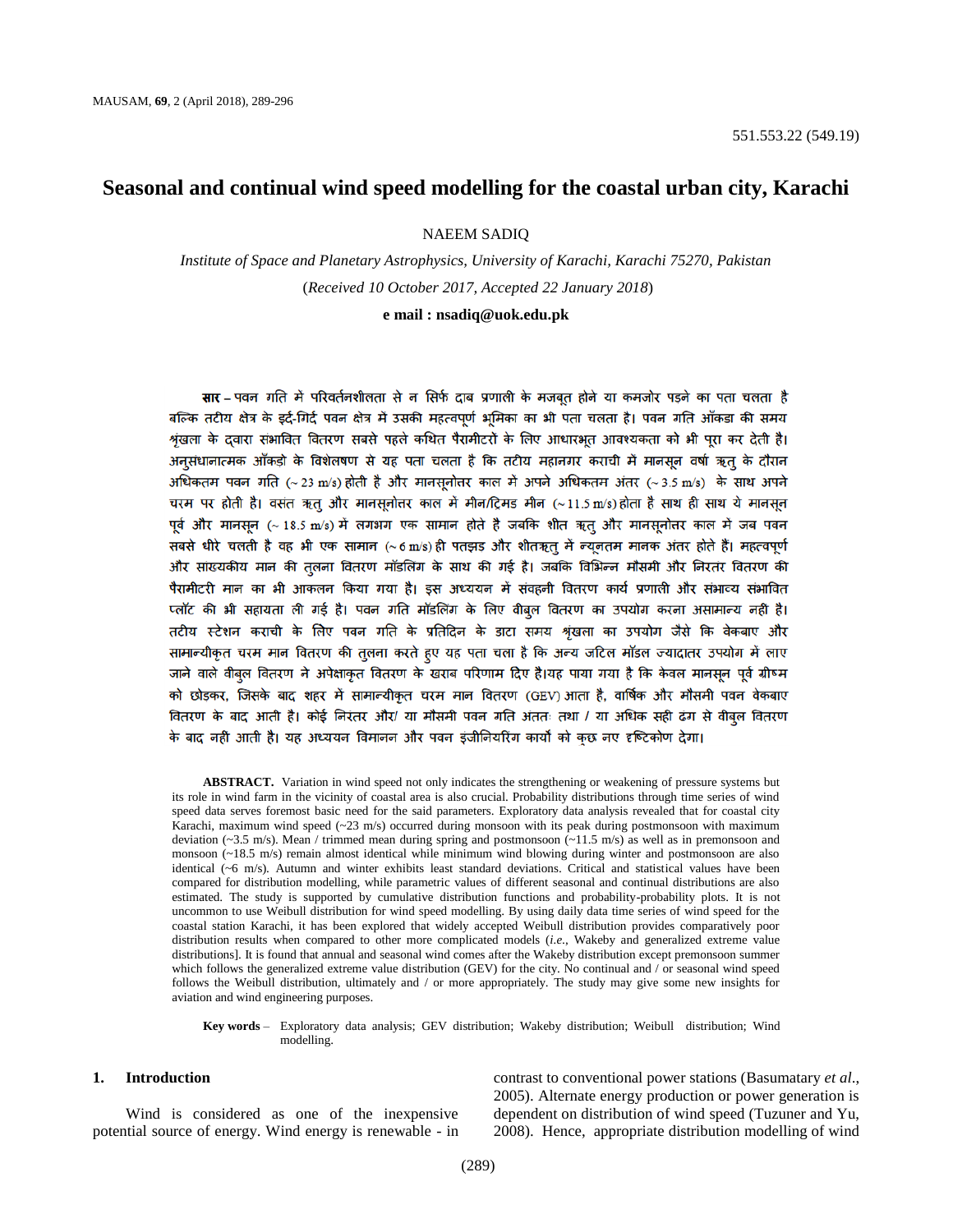551.553.22 (549.19)

# Seasonal and continual wind speed modelling for the coastal urban city, Karachi

NAEEM SADIQ

*Institute of Space and Planetary Astrophysics, University of Karachi, Karachi 75270, Pakistan*

(*Received 10 October 2017, Accepted 22 January 2018*)

**e mail : nsadiq@uok.edu.pk**

**सार** – पवन गति में परिवर्तनशीलता से न सिर्फ दाब प्रणाली के मजबूत होने या कमजोर पड़ने का पता चलता है बल्कि तटीय क्षेत्र के इर्द-गिर्द पवन क्षेत्र में उसकी महत्वपूर्ण भूमिका का भी पता चलता है। पवन गति आँकड़ा की समय श्रृंखला के द्वारा संभावित वितरण सबसे पहले कथित पैरामीटरों के लिए आधारभूत आवश्यकता को भी पूरा कर देती है। अनुसंधानात्मक आँकड़ो के विश्लेषण से यह पता चलता है कि तटीय महानगर कराची में मानसून वर्षा ऋतु के दौरान अधिकतम पवन गति (~ 23 m/s) होती है और मानसूनोत्तर काल में अपने अधिकतम अंतर (~ 3.5 m/s) के साथ अपने चरम पर होती है। वसंत ऋतु और मानसूनोत्तर काल में मीन/ट्रिमड मीन (~ 11.5 m/s) होता है साथ ही साथ ये मानसून पूर्व और मानसून (~ 18.5 m/s) में लगभग एक सामान होते है जबकि शीत ऋतु और मानसूनोत्तर काल मे जब पवन सबसे धीरे चलती है वह भी एक सामान (~ 6 m/s) ही पतझड़ और शीतऋतु में न्यूनतम मानक अंतर होते हैं। महत्वपूर्ण और सांख्यकीय मान की तुलना वितरण मॉडलिंग के साथ की गई है। जबकि विभिन्न मौसमी और निरंतर वितरण की पैरामीटरी मान का भी आकलन किया गया है। इस अध्ययन में संचयी वितरण कार्य प्रणाली और संभाव्य संभावित प्लॉट की भी सहायता ली गई है। पवन गति मॉडलिंग के लिए वीबुल वितरण का उपयोग करना असामान्य नहीं है। तटीय स्टेशन कराची के लिए पवन गति के प्रतिदिन के डाटा समय श्रृंखला का उपयोग जैसे कि वेकबाए और सामान्यीकृत चरम मान वितरण की तुलना करते हुए यह पता चला है कि अन्य जटिल मॉडल ज्यादातर उपयोग में लाए जाने वाले वीबुल वितरण ने अपेक्षाकृत वितरण के खराब परिणाम दिए है।यह पाया गया है कि केवल मानसून पूर्व ग्रीष्म को छोड़कर, जिसके बाद शहर में सामान्यीकृत चरम मान वितरण (GEV) आता है, वार्षिक और मौसमी पवन वेकबाए वितरण के बाद आती है। कोई निरंतर और/ या मौसमी पवन गति अंततः तथा / या अधिक सही ढंग से वीबुल वितरण के बाद नहीं आती है। यह अध्ययन विमानन और पवन इंजीनियरिंग कार्यो को कुछ नए दृष्टिकोण देगा।

**ABSTRACT.** Variation in wind speed not only indicates the strengthening or weakening of pressure systems but its role in wind farm in the vicinity of coastal area is also crucial. Probability distributions through time series of wind speed data serves foremost basic need for the said parameters. Exploratory data analysis revealed that for coastal city Karachi, maximum wind speed (~23 m/s) occurred during monsoon with its peak during postmonsoon with maximum deviation (~3.5 m/s). Mean / trimmed mean during spring and postmonsoon (~11.5 m/s) as well as in premonsoon and monsoon (~18.5 m/s) remain almost identical while minimum wind blowing during winter and postmonsoon are also identical (~6 m/s). Autumn and winter exhibits least standard deviations. Critical and statistical values have been compared for distribution modelling, while parametric values of different seasonal and continual distributions are also estimated. The study is supported by cumulative distribution functions and probability-probability plots. It is not uncommon to use Weibull distribution for wind speed modelling. By using daily data time series of wind speed for the coastal station Karachi, it has been explored that widely accepted Weibull distribution provides comparatively poor distribution results when compared to other more complicated models (*i.e.*, Wakeby and generalized extreme value distributions]. It is found that annual and seasonal wind comes after the Wakeby distribution except premonsoon summer which follows the generalized extreme value distribution (GEV) for the city. No continual and / or seasonal wind speed follows the Weibull distribution, ultimately and / or more appropriately. The study may give some new insights for aviation and wind engineering purposes.

**Key words** – Exploratory data analysis; GEV distribution; Wakeby distribution; Weibull distribution; Wind modelling.

## 1. Introduction

Wind is considered as one of the inexpensive potential source of energy. Wind energy is renewable - in contrast to conventional power stations (Basumatary *et al*., 2005). Alternate energy production or power generation is dependent on distribution of wind speed (Tuzuner and Yu, 2008). Hence, appropriate distribution modelling of wind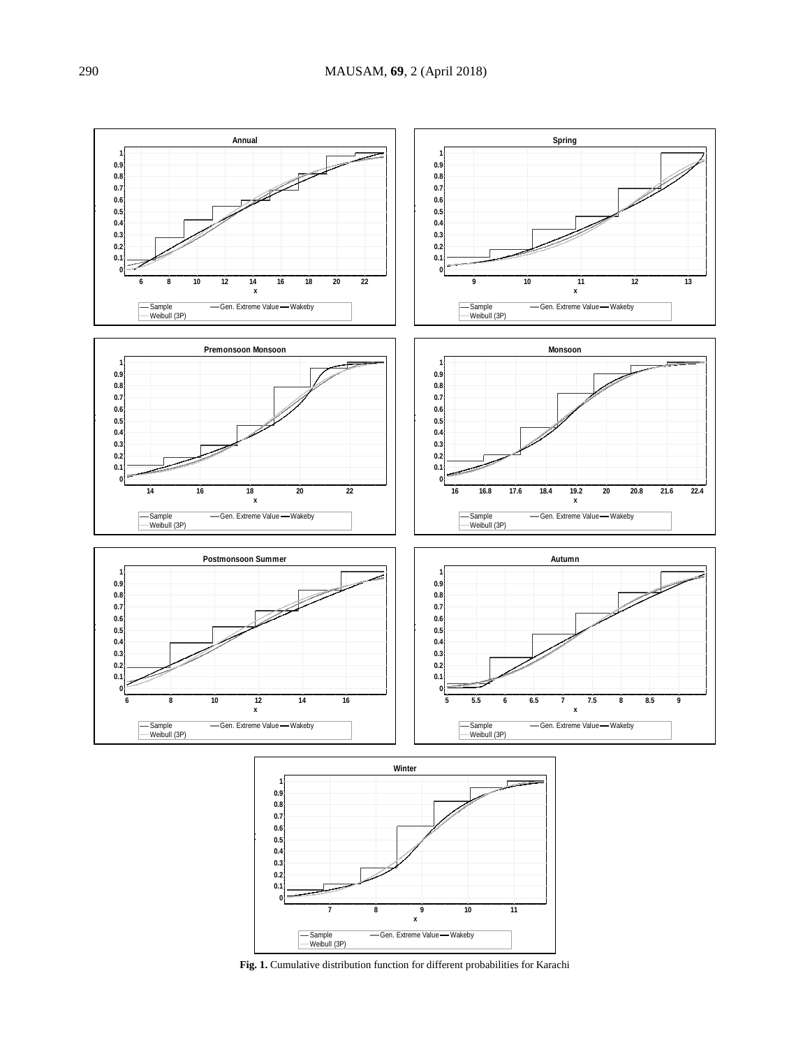Fig. 1. Cumulative distribution function for different probabilities for Karachi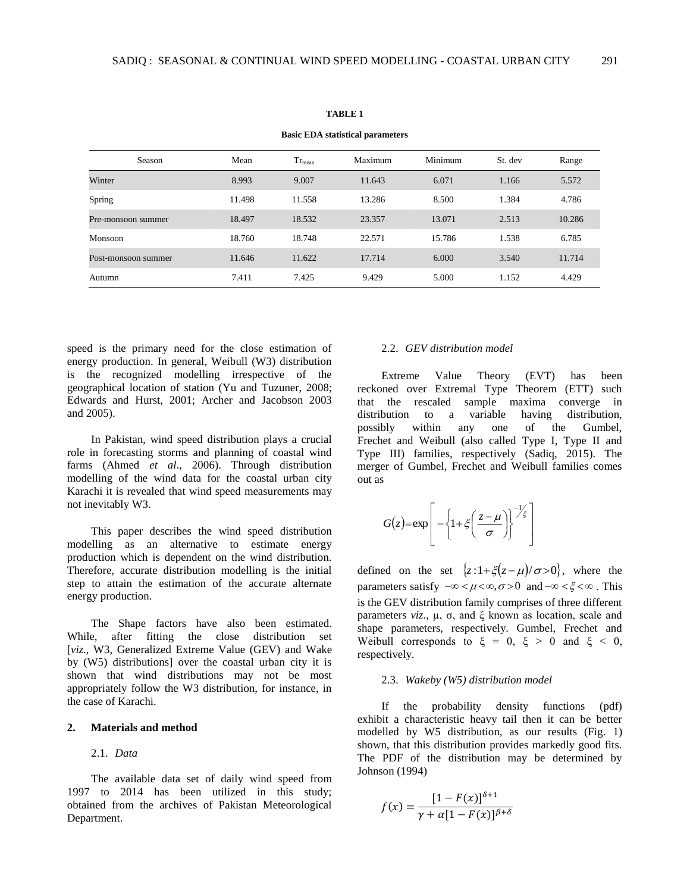**TABLE 1**

**Basic EDA statistical parameters**

| Season | Mean | $Tr_{mean}$ | Maximum | Minimum | St. dev | Range |
|---|---|---|---|---|---|---|
| Winter | 8.993 | 9.007 | 11.643 | 6.071 | 1.166 | 5.572 |
| Spring | 11.498 | 11.558 | 13.286 | 8.500 | 1.384 | 4.786 |
| Pre-monsoon summer | 18.497 | 18.532 | 23.357 | 13.071 | 2.513 | 10.286 |
| Monsoon | 18.760 | 18.748 | 22.571 | 15.786 | 1.538 | 6.785 |
| Post-monsoon summer | 11.646 | 11.622 | 17.714 | 6.000 | 3.540 | 11.714 |
| Autumn | 7.411 | 7.425 | 9.429 | 5.000 | 1.152 | 4.429 |

speed is the primary need for the close estimation of energy production. In general, Weibull (W3) distribution is the recognized modelling irrespective of the geographical location of station (Yu and Tuzuner, 2008; Edwards and Hurst, 2001; Archer and Jacobson 2003 and 2005).

In Pakistan, wind speed distribution plays a crucial role in forecasting storms and planning of coastal wind farms (Ahmed *et al*., 2006). Through distribution modelling of the wind data for the coastal urban city Karachi it is revealed that wind speed measurements may not inevitably W3.

This paper describes the wind speed distribution modelling as an alternative to estimate energy production which is dependent on the wind distribution. Therefore, accurate distribution modelling is the initial step to attain the estimation of the accurate alternate energy production.

The Shape factors have also been estimated. While, after fitting the close distribution set [*viz*., W3, Generalized Extreme Value (GEV) and Wake by (W5) distributions] over the coastal urban city it is shown that wind distributions may not be most appropriately follow the W3 distribution, for instance, in the case of Karachi.

## 2. Materials and method

### 2.1. *Data*

The available data set of daily wind speed from 1997 to 2014 has been utilized in this study; obtained from the archives of Pakistan Meteorological Department.

### 2.2. *GEV distribution model*

Extreme Value Theory (EVT) has been reckoned over Extremal Type Theorem (ETT) such that the rescaled sample maxima converge in distribution to a variable having distribution, possibly within any one of the Gumbel, Frechet and Weibull (also called Type I, Type II and Type III) families, respectively (Sadiq, 2015). The merger of Gumbel, Frechet and Weibull families comes out as

$$G(z) = \exp\left[-\left\{1+\xi\left(\frac{z-\mu}{\sigma}\right)\right\}^{-1/\xi}\right]$$

defined on the set $\{z: 1+\xi(z-\mu)/\sigma > 0\}$, where the parameters satisfy $-\infty < \mu < \infty, \sigma > 0$ and $-\infty < \xi < \infty$ . This is the GEV distribution family comprises of three different parameters *viz*., μ, σ, and ξ known as location, scale and shape parameters, respectively. Gumbel, Frechet and Weibull corresponds to $\xi = 0$, $\xi > 0$ and $\xi < 0$, respectively.

### 2.3. *Wakeby (W5) distribution model*

If the probability density functions (pdf) exhibit a characteristic heavy tail then it can be better modelled by W5 distribution, as our results (Fig. 1) shown, that this distribution provides markedly good fits. The PDF of the distribution may be determined by Johnson (1994)

$$f(x) = \frac{[1-F(x)]^{\delta+1}}{\gamma + \alpha[1-F(x)]^{\beta+\delta}}$$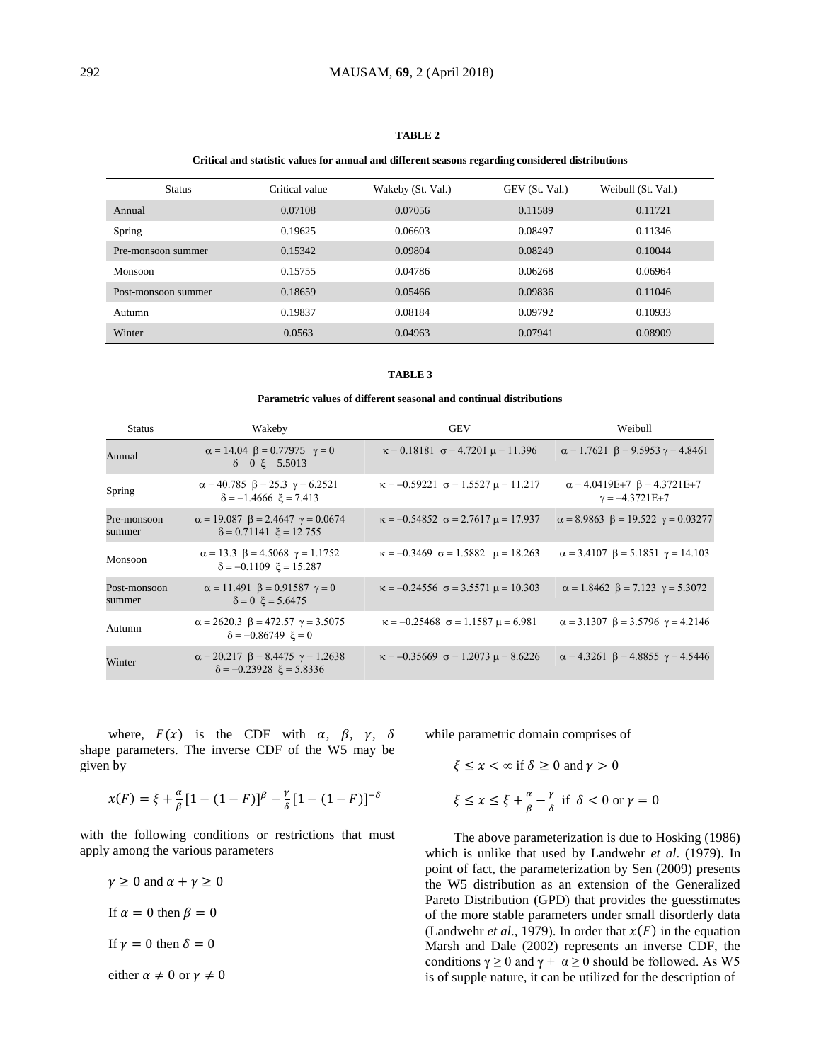**TABLE 2**

**Critical and statistic values for annual and different seasons regarding considered distributions**

| Status | Critical value | Wakeby (St. Val.) | GEV (St. Val.) | Weibull (St. Val.) |
|---|---|---|---|---|
| Annual | 0.07108 | 0.07056 | 0.11589 | 0.11721 |
| Spring | 0.19625 | 0.06603 | 0.08497 | 0.11346 |
| Pre-monsoon summer | 0.15342 | 0.09804 | 0.08249 | 0.10044 |
| Monsoon | 0.15755 | 0.04786 | 0.06268 | 0.06964 |
| Post-monsoon summer | 0.18659 | 0.05466 | 0.09836 | 0.11046 |
| Autumn | 0.19837 | 0.08184 | 0.09792 | 0.10933 |
| Winter | 0.0563 | 0.04963 | 0.07941 | 0.08909 |

**TABLE 3**

**Parametric values of different seasonal and continual distributions**

| Status | Wakeby | GEV | Weibull |
|---|---|---|---|
| Annual | $\alpha = 14.04$ $\beta = 0.77975$ $\gamma = 0$ $\delta = 0$ $\xi = 5.5013$ | $\kappa = 0.18181$ $\sigma = 4.7201$ $\mu = 11.396$ | $\alpha = 1.7621$ $\beta = 9.5953$ $\gamma = 4.8461$ |
| Spring | $\alpha = 40.785$ $\beta = 25.3$ $\gamma = 6.2521$ $\delta = -1.4666$ $\xi = 7.413$ | $\kappa = -0.59221$ $\sigma = 1.5527$ $\mu = 11.217$ | $\alpha = 4.0419\text{E}+7$ $\beta = 4.3721\text{E}+7$ $\gamma = -4.3721\text{E}+7$ |
| Pre-monsoon summer | $\alpha = 19.087$ $\beta = 2.4647$ $\gamma = 0.0674$ $\delta = 0.71141$ $\xi = 12.755$ | $\kappa = -0.54852$ $\sigma = 2.7617$ $\mu = 17.937$ | $\alpha = 8.9863$ $\beta = 19.522$ $\gamma = 0.03277$ |
| Monsoon | $\alpha = 13.3$ $\beta = 4.5068$ $\gamma = 1.1752$ $\delta = -0.1109$ $\xi = 15.287$ | $\kappa = -0.3469$ $\sigma = 1.5882$ $\mu = 18.263$ | $\alpha = 3.4107$ $\beta = 5.1851$ $\gamma = 14.103$ |
| Post-monsoon summer | $\alpha = 11.491$ $\beta = 0.91587$ $\gamma = 0$ $\delta = 0$ $\xi = 5.6475$ | $\kappa = -0.24556$ $\sigma = 3.5571$ $\mu = 10.303$ | $\alpha = 1.8462$ $\beta = 7.123$ $\gamma = 5.3072$ |
| Autumn | $\alpha = 2620.3$ $\beta = 472.57$ $\gamma = 3.5075$ $\delta = -0.86749$ $\xi = 0$ | $\kappa = -0.25468$ $\sigma = 1.1587$ $\mu = 6.981$ | $\alpha = 3.1307$ $\beta = 3.5796$ $\gamma = 4.2146$ |
| Winter | $\alpha = 20.217$ $\beta = 8.4475$ $\gamma = 1.2638$ $\delta = -0.23928$ $\xi = 5.8336$ | $\kappa = -0.35669$ $\sigma = 1.2073$ $\mu = 8.6226$ | $\alpha = 4.3261$ $\beta = 4.8855$ $\gamma = 4.5446$ |

where, $F(x)$ is the CDF with $\alpha$, $\beta$, $\gamma$, $\delta$ shape parameters. The inverse CDF of the W5 may be given by

$$x(F) = \xi + \frac{\alpha}{\beta}[1 - (1 - F)]^{\beta} - \frac{\gamma}{\delta}[1 - (1 - F)]^{-\delta}$$

with the following conditions or restrictions that must apply among the various parameters

$\gamma \geq 0$ and $\alpha + \gamma \geq 0$

If $\alpha = 0$ then $\beta = 0$

If $\gamma = 0$ then $\delta = 0$

either $\alpha \neq 0$ or $\gamma \neq 0$

while parametric domain comprises of

$\xi \leq x < \infty$ if $\delta \geq 0$ and $\gamma > 0$

$\xi \leq x \leq \xi + \frac{\alpha}{\beta} - \frac{\gamma}{\delta}$ if $\delta < 0$ or $\gamma = 0$

The above parameterization is due to Hosking (1986) which is unlike that used by Landwehr *et al*. (1979). In point of fact, the parameterization by Sen (2009) presents the W5 distribution as an extension of the Generalized Pareto Distribution (GPD) that provides the guesstimates of the more stable parameters under small disorderly data (Landwehr *et al*., 1979). In order that $x(F)$ in the equation Marsh and Dale (2002) represents an inverse CDF, the conditions $\gamma \geq 0$ and $\gamma + \alpha \geq 0$ should be followed. As W5 is of supple nature, it can be utilized for the description of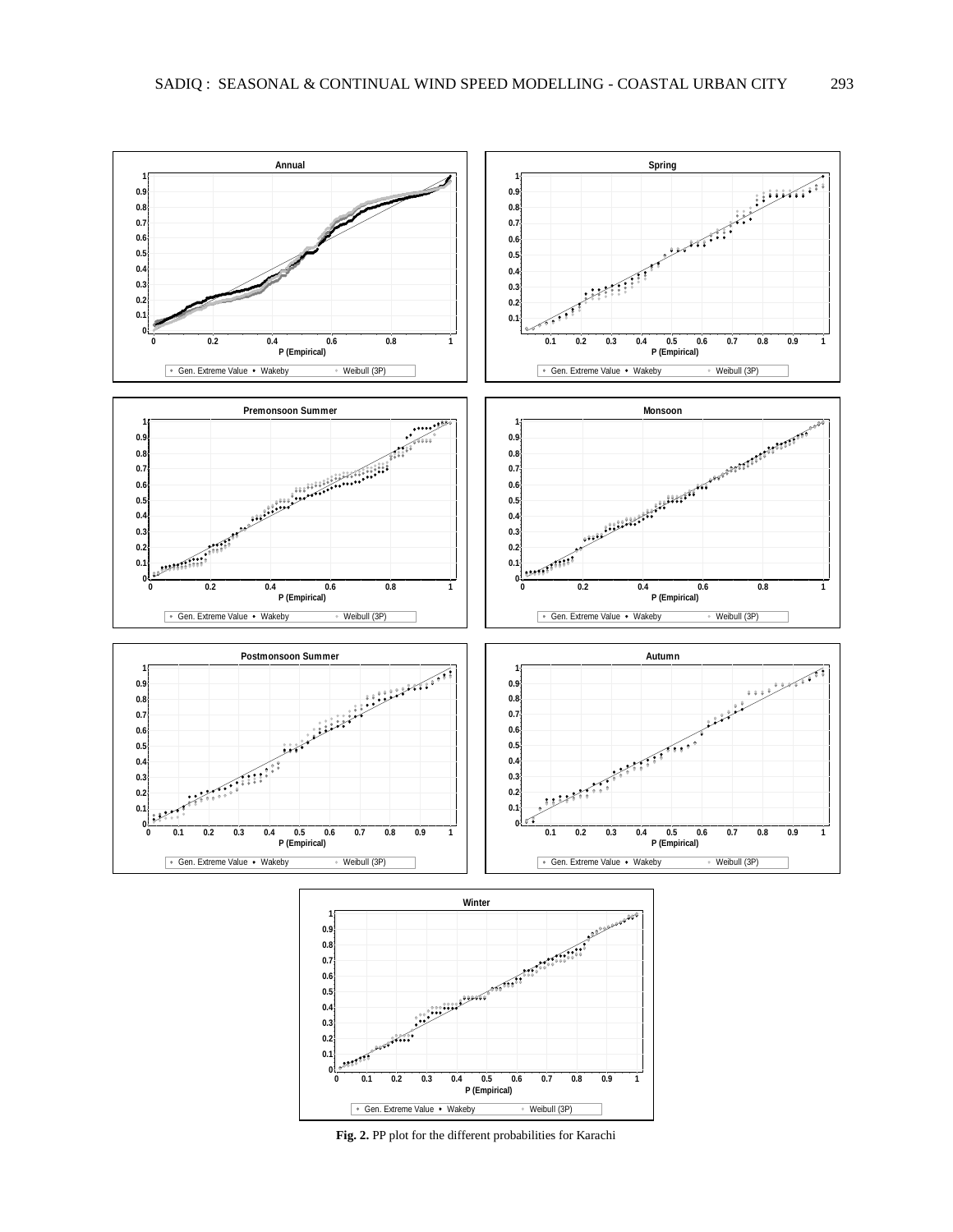**Fig. 2.** PP plot for the different probabilities for Karachi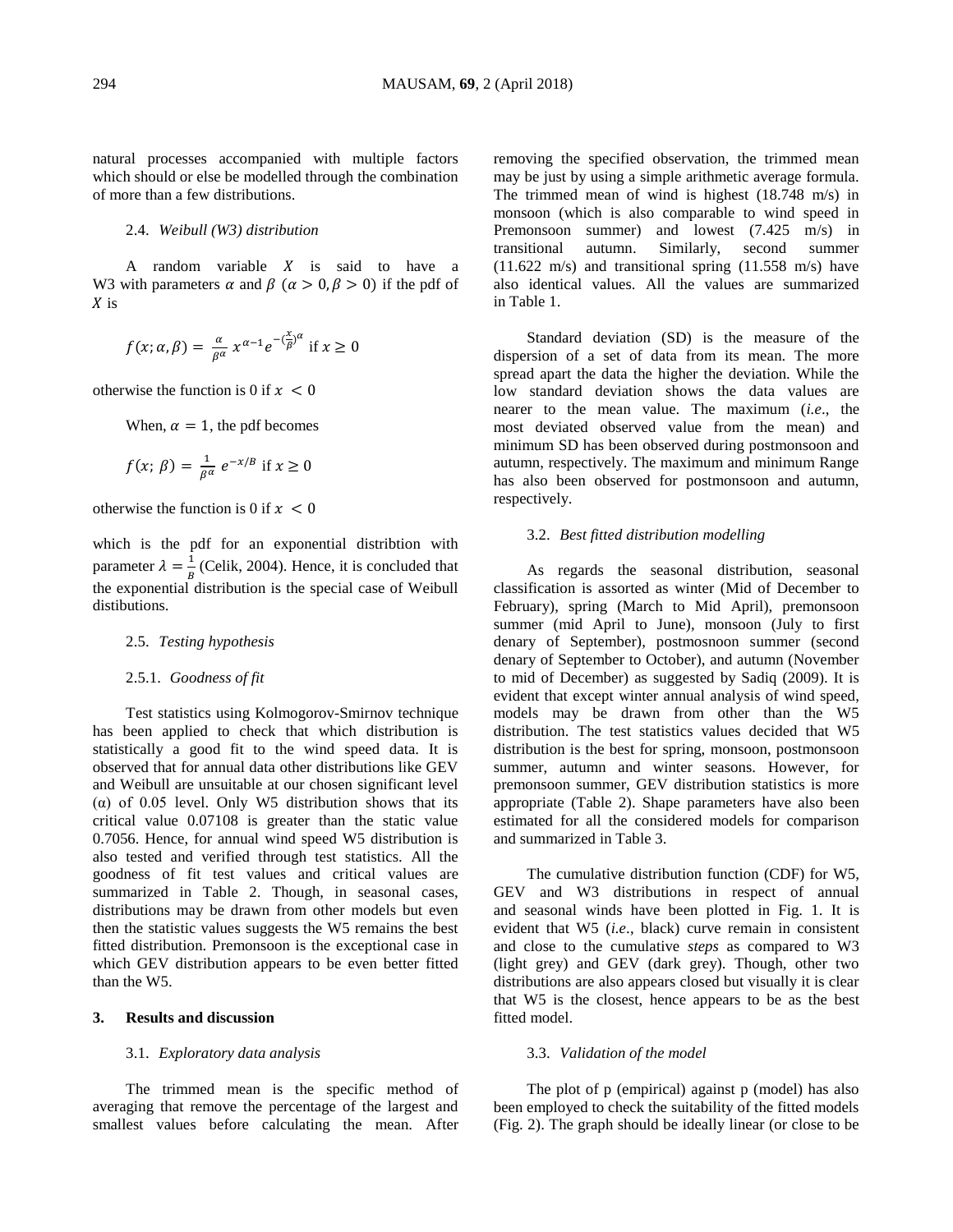natural processes accompanied with multiple factors which should or else be modelled through the combination of more than a few distributions.

### 2.4. *Weibull (W3) distribution*

A random variable $X$ is said to have a W3 with parameters $\alpha$ and $\beta$ $(\alpha > 0, \beta > 0)$ if the pdf of $X$ is

$$f(x;\alpha,\beta) = \frac{\alpha}{\beta^{\alpha}}\, x^{\alpha-1} e^{-(\frac{x}{\beta})^{\alpha}} \text{ if } x \geq 0$$

otherwise the function is 0 if $x < 0$

When, $\alpha = 1$, the pdf becomes

$$f(x;\,\beta) = \frac{1}{\beta^{\alpha}}\, e^{-x/B} \text{ if } x \geq 0$$

otherwise the function is 0 if $x < 0$

which is the pdf for an exponential distribtion with parameter $\lambda = \frac{1}{B}$ (Celik, 2004). Hence, it is concluded that the exponential distribution is the special case of Weibull distibutions.

### 2.5. *Testing hypothesis*

#### 2.5.1. *Goodness of fit*

Test statistics using Kolmogorov-Smirnov technique has been applied to check that which distribution is statistically a good fit to the wind speed data. It is observed that for annual data other distributions like GEV and Weibull are unsuitable at our chosen significant level (α) of 0.05 level. Only W5 distribution shows that its critical value 0.07108 is greater than the static value 0.7056. Hence, for annual wind speed W5 distribution is also tested and verified through test statistics. All the goodness of fit test values and critical values are summarized in Table 2. Though, in seasonal cases, distributions may be drawn from other models but even then the statistic values suggests the W5 remains the best fitted distribution. Premonsoon is the exceptional case in which GEV distribution appears to be even better fitted than the W5.

## 3. Results and discussion

### 3.1. *Exploratory data analysis*

The trimmed mean is the specific method of averaging that remove the percentage of the largest and smallest values before calculating the mean. After removing the specified observation, the trimmed mean may be just by using a simple arithmetic average formula. The trimmed mean of wind is highest (18.748 m/s) in monsoon (which is also comparable to wind speed in Premonsoon summer) and lowest (7.425 m/s) in transitional autumn. Similarly, second summer (11.622 m/s) and transitional spring (11.558 m/s) have also identical values. All the values are summarized in Table 1.

Standard deviation (SD) is the measure of the dispersion of a set of data from its mean. The more spread apart the data the higher the deviation. While the low standard deviation shows the data values are nearer to the mean value. The maximum (*i.e*., the most deviated observed value from the mean) and minimum SD has been observed during postmonsoon and autumn, respectively. The maximum and minimum Range has also been observed for postmonsoon and autumn, respectively.

### 3.2. *Best fitted distribution modelling*

As regards the seasonal distribution, seasonal classification is assorted as winter (Mid of December to February), spring (March to Mid April), premonsoon summer (mid April to June), monsoon (July to first denary of September), postmosnoon summer (second denary of September to October), and autumn (November to mid of December) as suggested by Sadiq (2009). It is evident that except winter annual analysis of wind speed, models may be drawn from other than the W5 distribution. The test statistics values decided that W5 distribution is the best for spring, monsoon, postmonsoon summer, autumn and winter seasons. However, for premonsoon summer, GEV distribution statistics is more appropriate (Table 2). Shape parameters have also been estimated for all the considered models for comparison and summarized in Table 3.

The cumulative distribution function (CDF) for W5, GEV and W3 distributions in respect of annual and seasonal winds have been plotted in Fig. 1. It is evident that W5 (*i.e*., black) curve remain in consistent and close to the cumulative *steps* as compared to W3 (light grey) and GEV (dark grey). Though, other two distributions are also appears closed but visually it is clear that W5 is the closest, hence appears to be as the best fitted model.

### 3.3. *Validation of the model*

The plot of p (empirical) against p (model) has also been employed to check the suitability of the fitted models (Fig. 2). The graph should be ideally linear (or close to be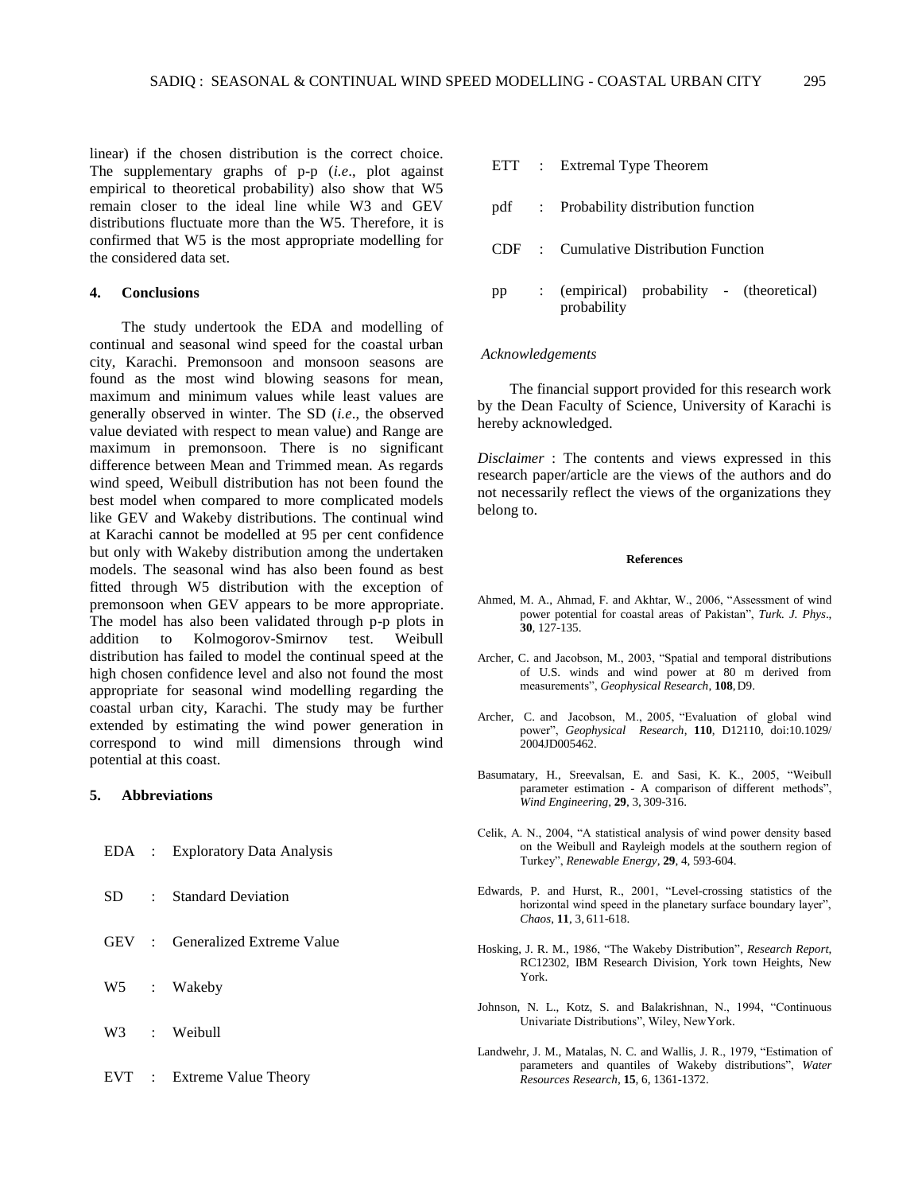linear) if the chosen distribution is the correct choice. The supplementary graphs of p-p (*i.e*., plot against empirical to theoretical probability) also show that W5 remain closer to the ideal line while W3 and GEV distributions fluctuate more than the W5. Therefore, it is confirmed that W5 is the most appropriate modelling for the considered data set.

## 4. Conclusions

The study undertook the EDA and modelling of continual and seasonal wind speed for the coastal urban city, Karachi. Premonsoon and monsoon seasons are found as the most wind blowing seasons for mean, maximum and minimum values while least values are generally observed in winter. The SD (*i.e*., the observed value deviated with respect to mean value) and Range are maximum in premonsoon. There is no significant difference between Mean and Trimmed mean. As regards wind speed, Weibull distribution has not been found the best model when compared to more complicated models like GEV and Wakeby distributions. The continual wind at Karachi cannot be modelled at 95 per cent confidence but only with Wakeby distribution among the undertaken models. The seasonal wind has also been found as best fitted through W5 distribution with the exception of premonsoon when GEV appears to be more appropriate. The model has also been validated through p-p plots in addition to Kolmogorov-Smirnov test. Weibull distribution has failed to model the continual speed at the high chosen confidence level and also not found the most appropriate for seasonal wind modelling regarding the coastal urban city, Karachi. The study may be further extended by estimating the wind power generation in correspond to wind mill dimensions through wind potential at this coast.

## 5. Abbreviations

EDA : Exploratory Data Analysis

SD : Standard Deviation

GEV : Generalized Extreme Value

W5 : Wakeby

W3 : Weibull

EVT : Extreme Value Theory

ETT : Extremal Type Theorem

pdf : Probability distribution function

CDF : Cumulative Distribution Function

pp : (empirical) probability - (theoretical) probability

*Acknowledgements*

The financial support provided for this research work by the Dean Faculty of Science, University of Karachi is hereby acknowledged.

*Disclaimer* : The contents and views expressed in this research paper/article are the views of the authors and do not necessarily reflect the views of the organizations they belong to.

### References

Ahmed, M. A., Ahmad, F. and Akhtar, W., 2006, "Assessment of wind power potential for coastal areas of Pakistan", *Turk. J. Phys*., **30**, 127-135.

Archer, C. and Jacobson, M., 2003, "Spatial and temporal distributions of U.S. winds and wind power at 80 m derived from measurements", *Geophysical Research*, **108**, D9.

Archer, C. and Jacobson, M., 2005, "Evaluation of global wind power", *Geophysical Research*, **110**, D12110, doi:10.1029/ 2004JD005462.

Basumatary, H., Sreevalsan, E. and Sasi, K. K., 2005, "Weibull parameter estimation - A comparison of different methods", *Wind Engineering*, **29**, 3, 309-316.

Celik, A. N., 2004, "A statistical analysis of wind power density based on the Weibull and Rayleigh models at the southern region of Turkey", *Renewable Energy*, **29**, 4, 593-604.

Edwards, P. and Hurst, R., 2001, "Level-crossing statistics of the horizontal wind speed in the planetary surface boundary layer", *Chaos*, **11**, 3, 611-618.

Hosking, J. R. M., 1986, "The Wakeby Distribution", *Research Report*, RC12302, IBM Research Division, York town Heights, New York.

Johnson, N. L., Kotz, S. and Balakrishnan, N., 1994, "Continuous Univariate Distributions", Wiley, New York.

Landwehr, J. M., Matalas, N. C. and Wallis, J. R., 1979, "Estimation of parameters and quantiles of Wakeby distributions", *Water Resources Research*, **15**, 6, 1361-1372.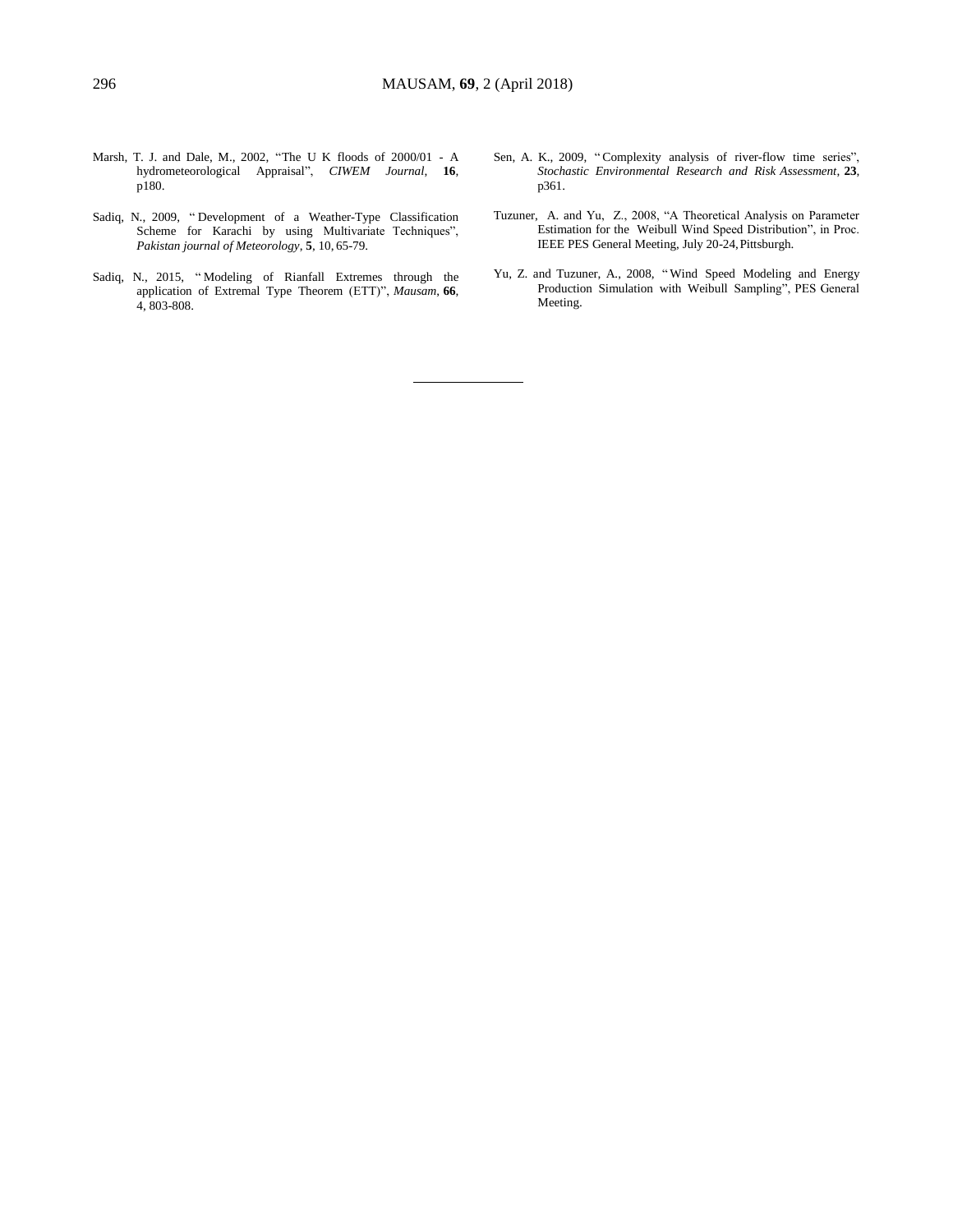Marsh, T. J. and Dale, M., 2002, "The U K floods of 2000/01 - A hydrometeorological Appraisal", *CIWEM Journal*, **16**, p180.

Sadiq, N., 2009, "Development of a Weather-Type Classification Scheme for Karachi by using Multivariate Techniques", *Pakistan journal of Meteorology*, **5**, 10, 65-79.

Sadiq, N., 2015, "Modeling of Rianfall Extremes through the application of Extremal Type Theorem (ETT)", *Mausam*, **66**, 4, 803-808.

Sen, A. K., 2009, "Complexity analysis of river-flow time series", *Stochastic Environmental Research and Risk Assessment*, **23**, p361.

Tuzuner, A. and Yu, Z., 2008, "A Theoretical Analysis on Parameter Estimation for the Weibull Wind Speed Distribution", in Proc. IEEE PES General Meeting, July 20-24, Pittsburgh.

Yu, Z. and Tuzuner, A., 2008, "Wind Speed Modeling and Energy Production Simulation with Weibull Sampling", PES General Meeting.